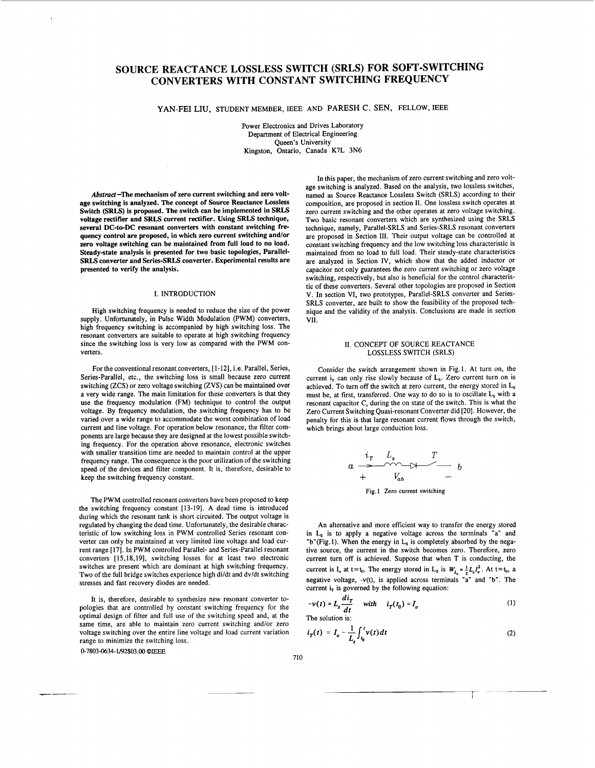# SOURCE REACTANCE LOSSLESS SWITCH (SRLS) FOR SOFT-SWITCHING CONVERTERS WITH CONSTANT SWITCHING FREQUENCY

YAN-FEI LIU, STUDENT MEMBER, IEEE AND PARESH C. SEN, FELLOW, IEEE

Power Electronics and Drives Laboratory
Department of Electrical Engineering
Queen's University
Kingston, Ontario, Canada K7L 3N6

***Abstract*—The mechanism of zero current switching and zero voltage switching is analyzed. The concept of Source Reactance Lossless Switch (SRLS) is proposed. The switch can be implemented in SRLS voltage rectifier and SRLS current rectifier. Using SRLS technique, several DC-to-DC resonant converters with constant switching frequency control are proposed, in which zero current switching and/or zero voltage switching can be maintained from full load to no load. Steady-state analysis is presented for two basic topologies, Parallel-SRLS converter and Series-SRLS converter. Experimental results are presented to verify the analysis.**

## I. INTRODUCTION

High switching frequency is needed to reduce the size of the power supply. Unfortunately, in Pulse Width Modulation (PWM) converters, high frequency switching is accompanied by high switching loss. The resonant converters are suitable to operate at high switching frequency since the switching loss is very low as compared with the PWM converters.

For the conventional resonant converters, [1-12], i.e. Parallel, Series, Series-Parallel, etc., the switching loss is small because zero current switching (ZCS) or zero voltage switching (ZVS) can be maintained over a very wide range. The main limitation for these converters is that they use the frequency modulation (FM) technique to control the output voltage. By frequency modulation, the switching frequency has to be varied over a wide range to accommodate the worst combination of load current and line voltage. For operation below resonance, the filter components are large because they are designed at the lowest possible switching frequency. For the operation above resonance, electronic switches with smaller transition time are needed to maintain control at the upper frequency range. The consequence is the poor utilization of the switching speed of the devices and filter component. It is, therefore, desirable to keep the switching frequency constant.

The PWM controlled resonant converters have been proposed to keep the switching frequency constant [13-19]. A dead time is introduced during which the resonant tank is short circuited. The output voltage is regulated by changing the dead time. Unfortunately, the desirable characteristic of low switching loss in PWM controlled Series resonant converter can only be maintained at very limited line voltage and load current range [17]. In PWM controlled Parallel- and Series-Parallel resonant converters [15,18,19], switching losses for at least two electronic switches are present which are dominant at high switching frequency. Two of the full bridge switches experience high di/dt and dv/dt switching stresses and fast recovery diodes are needed.

It is, therefore, desirable to synthesize new resonant converter topologies that are controlled by constant switching frequency for the optimal design of filter and full use of the switching speed and, at the same time, are able to maintain zero current switching and/or zero voltage switching over the entire line voltage and load current variation range to minimize the switching loss.

0-7803-0634-1/92$03.00 ©IEEE

In this paper, the mechanism of zero current switching and zero voltage switching is analyzed. Based on the analysis, two lossless switches, named as Source Reactance Lossless Switch (SRLS) according to their composition, are proposed in section II. One lossless switch operates at zero current switching and the other operates at zero voltage switching. Two basic resonant converters which are synthesized using the SRLS technique, namely, Parallel-SRLS and Series-SRLS resonant converters are proposed in Section III. Their output voltage can be controlled at constant switching frequency and the low switching loss characteristic is maintained from no load to full load. Their steady-state characteristics are analyzed in Section IV, which show that the added inductor or capacitor not only guarantees the zero current switching or zero voltage switching, respectively, but also is beneficial for the control characteristic of these converters. Several other topologies are proposed in Section V. In section VI, two prototypes, Parallel-SRLS converter and Series-SRLS converter, are built to show the feasibility of the proposed technique and the validity of the analysis. Conclusions are made in section VII.

## II. CONCEPT OF SOURCE REACTANCE LOSSLESS SWITCH (SRLS)

Consider the switch arrangement shown in Fig.1. At turn on, the current $i_T$ can only rise slowly because of $L_s$. Zero current turn on is achieved. To turn off the switch at zero current, the energy stored in $L_s$ must be, at first, transferred. One way to do so is to oscillate $L_s$ with a resonant capacitor $C_r$ during the on state of the switch. This is what the Zero Current Switching Quasi-resonant Converter did [20]. However, the penalty for this is that large resonant current flows through the switch, which brings about large conduction loss.

a $i_T$ $L_s$ T b
+ $V_{ab}$ −

Fig.1 Zero current switching

An alternative and more efficient way to transfer the energy stored in $L_s$ is to apply a negative voltage across the terminals "a" and "b"(Fig.1). When the energy in $L_s$ is completely absorbed by the negative source, the current in the switch becomes zero. Therefore, zero current turn off is achieved. Suppose that when T is conducting, the current is $I_o$ at $t=t_0$. The energy stored in $L_s$ is $W_{L_s} = \frac{1}{2}L_s I_o^2$. At $t=t_0$, a negative voltage, $-v(t)$, is applied across terminals "a" and "b". The current $i_T$ is governed by the following equation:

$$-v(t) = L_s\frac{di_T}{dt} \quad with \quad i_T(t_0) = I_o \tag{1}$$

The solution is:

$$i_T(t) = I_o - \frac{1}{L_s}\int_{t_0}^{t} v(t)dt \tag{2}$$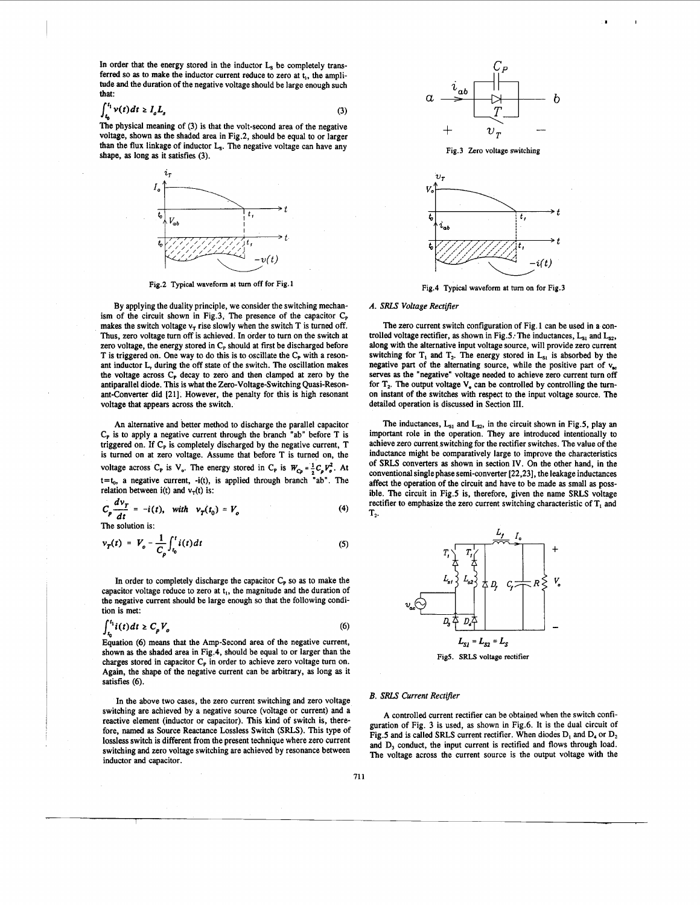In order that the energy stored in the inductor $L_s$ be completely transferred so as to make the inductor current reduce to zero at $t_1$, the amplitude and the duration of the negative voltage should be large enough such that:

$$\int_{t_0}^{t_1} v(t)dt \geq I_o L_s \tag{3}$$

The physical meaning of (3) is that the volt-second area of the negative voltage, shown as the shaded area in Fig.2, should be equal to or larger than the flux linkage of inductor $L_s$. The negative voltage can have any shape, as long as it satisfies (3).

Fig.2 Typical waveform at turn off for Fig.1

By applying the duality principle, we consider the switching mechanism of the circuit shown in Fig.3, The presence of the capacitor $C_P$ makes the switch voltage $v_T$ rise slowly when the switch T is turned off. Thus, zero voltage turn off is achieved. In order to turn on the switch at zero voltage, the energy stored in $C_P$ should at first be discharged before T is triggered on. One way to do this is to oscillate the $C_P$ with a resonant inductor $L_r$ during the off state of the switch. The oscillation makes the voltage across $C_P$ decay to zero and then clamped at zero by the antiparallel diode. This is what the Zero-Voltage-Switching Quasi-Resonant-Converter did [21]. However, the penalty for this is high resonant voltage that appears across the switch.

An alternative and better method to discharge the parallel capacitor $C_P$ is to apply a negative current through the branch "ab" before T is triggered on. If $C_P$ is completely discharged by the negative current, T is turned on at zero voltage. Assume that before T is turned on, the voltage across $C_P$ is $V_o$. The energy stored in $C_P$ is $W_{C_P} = \frac{1}{2}C_P V_o^2$. At $t=t_0$, a negative current, $-i(t)$, is applied through branch "ab". The relation between $i(t)$ and $v_T(t)$ is:

$$C_P \frac{dv_T}{dt} = -i(t), \quad with \quad v_T(t_0) = V_o \tag{4}$$

The solution is:

$$v_T(t) = V_o - \frac{1}{C_P}\int_{t_0}^{t} i(t)dt \tag{5}$$

In order to completely discharge the capacitor $C_P$ so as to make the capacitor voltage reduce to zero at $t_1$, the magnitude and the duration of the negative current should be large enough so that the following condition is met:

$$\int_{t_0}^{t_1} i(t)dt \geq C_P V_o \tag{6}$$

Equation (6) means that the Amp-Second area of the negative current, shown as the shaded area in Fig.4, should be equal to or larger than the charges stored in capacitor $C_P$ in order to achieve zero voltage turn on. Again, the shape of the negative current can be arbitrary, as long as it satisfies (6).

In the above two cases, the zero current switching and zero voltage switching are achieved by a negative source (voltage or current) and a reactive element (inductor or capacitor). This kind of switch is, therefore, named as Source Reactance Lossless Switch (SRLS). This type of lossless switch is different from the present technique where zero current switching and zero voltage switching are achieved by resonance between inductor and capacitor.

Fig.3 Zero voltage switching

Fig.4 Typical waveform at turn on for Fig.3

### A. SRLS Voltage Rectifier

The zero current switch configuration of Fig.1 can be used in a controlled voltage rectifier, as shown in Fig.5. The inductances, $L_{S1}$ and $L_{S2}$, along with the alternative input voltage source, will provide zero current switching for $T_1$ and $T_2$. The energy stored in $L_{S1}$ is absorbed by the negative part of the alternating source, while the positive part of $v_{ac}$ serves as the "negative" voltage needed to achieve zero current turn off for $T_2$. The output voltage $V_o$ can be controlled by controlling the turn-on instant of the switches with respect to the input voltage source. The detailed operation is discussed in Section III.

The inductances, $L_{S1}$ and $L_{S2}$, in the circuit shown in Fig.5, play an important role in the operation. They are introduced intentionally to achieve zero current switching for the rectifier switches. The value of the inductance might be comparatively large to improve the characteristics of SRLS converters as shown in section IV. On the other hand, in the conventional single phase semi-converter [22,23], the leakage inductances affect the operation of the circuit and have to be made as small as possible. The circuit in Fig.5 is, therefore, given the name SRLS voltage rectifier to emphasize the zero current switching characteristic of $T_1$ and $T_2$.

$L_{S1} = L_{S2} = L_S$

Fig5. SRLS voltage rectifier

### B. SRLS Current Rectifier

A controlled current rectifier can be obtained when the switch configuration of Fig. 3 is used, as shown in Fig.6. It is the dual circuit of Fig.5 and is called SRLS current rectifier. When diodes $D_1$ and $D_4$ or $D_2$ and $D_3$ conduct, the input current is rectified and flows through load. The voltage across the current source is the output voltage with the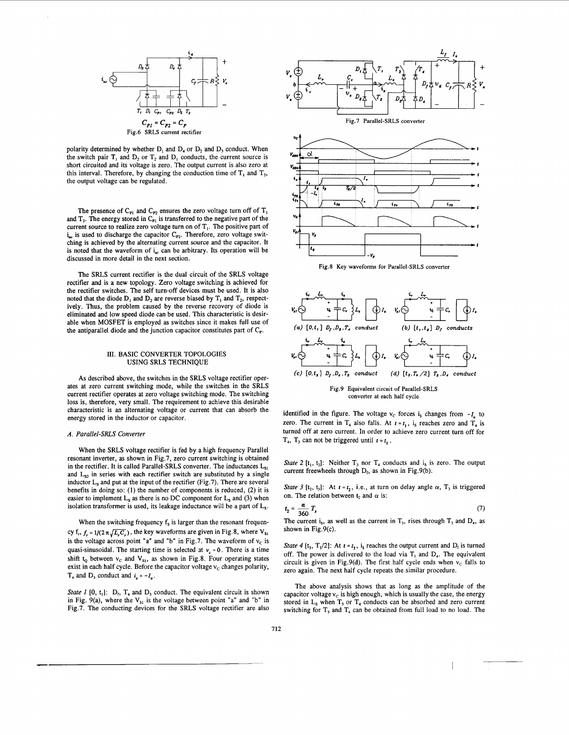$C_{P1} = C_{P2} = C_P$

Fig.6 SRLS current rectifier

polarity determined by whether $D_1$ and $D_4$ or $D_2$ and $D_3$ conduct. When the switch pair $T_1$ and $D_2$ or $T_2$ and $D_1$ conducts, the current source is short circuited and its voltage is zero. The output current is also zero at this interval. Therefore, by changing the conduction time of $T_1$ and $T_2$, the output voltage can be regulated.

The presence of $C_{P1}$ and $C_{P2}$ ensures the zero voltage turn off of $T_1$ and $T_2$. The energy stored in $C_{P1}$ is transferred to the negative part of the current source to realize zero voltage turn on of $T_1$. The positive part of $i_{ac}$ is used to discharge the capacitor $C_{P2}$. Therefore, zero voltage switching is achieved by the alternating current source and the capacitor. It is noted that the waveform of $i_{ac}$ can be arbitrary. Its operation will be discussed in more detail in the next section.

The SRLS current rectifier is the dual circuit of the SRLS voltage rectifier and is a new topology. Zero voltage switching is achieved for the rectifier switches. The self turn-off devices must be used. It is also noted that the diode $D_1$ and $D_2$ are reverse biased by $T_1$ and $T_2$, respectively. Thus, the problem caused by the reverse recovery of diode is eliminated and low speed diode can be used. This characteristic is desirable when MOSFET is employed as switches since it makes full use of the antiparallel diode and the junction capacitor constitutes part of $C_P$.

## III. BASIC CONVERTER TOPOLOGIES USING SRLS TECHNIQUE

As described above, the switches in the SRLS voltage rectifier operates at zero current switching mode, while the switches in the SRLS current rectifier operates at zero voltage switching mode. The switching loss is, therefore, very small. The requirement to achieve this desirable characteristic is an alternating voltage or current that can absorb the energy stored in the inductor or capacitor.

### A. Parallel-SRLS Converter

When the SRLS voltage rectifier is fed by a high frequency Parallel resonant inverter, as shown in Fig.7, zero current switching is obtained in the rectifier. It is called Parallel-SRLS converter. The inductances $L_{S1}$ and $L_{S2}$ in series with each rectifier switch are substituted by a single inductor $L_S$ and put at the input of the rectifier (Fig.7). There are several benefits in doing so: (1) the number of components is reduced, (2) it is easier to implement $L_S$ as there is no DC component for $L_S$ and (3) when isolation transformer is used, its leakage inductance will be a part of $L_S$.

When the switching frequency $f_S$ is larger than the resonant frequency $f_r$, $f_r = 1/(2\pi\sqrt{L_r C_r})$, the key waveforms are given in Fig.8, where $V_{S1}$ is the voltage across point "a" and "b" in Fig.7. The waveform of $v_C$ is quasi-sinusoidal. The starting time is selected at $v_c = 0$. There is a time shift $t_Q$ between $v_C$ and $V_{S1}$, as shown in Fig.8. Four operating states exist in each half cycle. Before the capacitor voltage $v_C$ changes polarity, $T_4$ and $D_3$ conduct and $i_s = -I_o$.

*State 1* [0, $t_1$]: $D_f$, $T_4$ and $D_3$ conduct. The equivalent circuit is shown in Fig. 9(a), where the $V_{S1}$ is the voltage between point "a" and "b" in Fig.7. The conducting devices for the SRLS voltage rectifier are also identified in the figure. The voltage $v_C$ forces $i_S$ changes from $-I_o$ to zero. The current in $T_4$ also falls. At $t = t_1$, $i_S$ reaches zero and $T_4$ is turned off at zero current. In order to achieve zero current turn off for $T_4$, $T_3$ can not be triggered until $t = t_1$.

Fig.7 Parallel-SRLS converter

Fig.8 Key waveforms for Parallel-SRLS converter

(a) $[0,t_1]$ $D_f, D_3, T_4$ conduct (b) $[t_1,t_2]$ $D_f$ conducts

(c) $[0,t_3]$ $D_f, D_4, T_3$ conduct (d) $[t_3, T_s/2]$ $T_3, D_4$ conduct

Fig.9 Equivalent circuit of Parallel-SRLS converter at each half cycle

*State 2* [$t_1$, $t_2$]: Neither $T_3$ nor $T_4$ conducts and $i_S$ is zero. The output current freewheels through $D_f$, as shown in Fig.9(b).

*State 3* [$t_2$, $t_3$]: At $t = t_2$, i.e., at turn on delay angle $\alpha$, $T_3$ is triggered on. The relation between $t_2$ and $\alpha$ is:

$$t_2 = \frac{\alpha}{360} T_s \tag{7}$$

The current $i_S$, as well as the current in $T_3$, rises through $T_3$ and $D_4$, as shown in Fig.9(c).

*State 4* [$t_3$, $T_S/2$]: At $t = t_3$, $i_S$ reaches the output current and $D_f$ is turned off. The power is delivered to the load via $T_3$ and $D_4$. The equivalent circuit is given in Fig.9(d). The first half cycle ends when $v_C$ falls to zero again. The next half cycle repeats the similar procedure.

The above analysis shows that as long as the amplitude of the capacitor voltage $v_C$ is high enough, which is usually the case, the energy stored in $L_S$ when $T_3$ or $T_4$ conducts can be absorbed and zero current switching for $T_3$ and $T_4$ can be obtained from full load to no load. The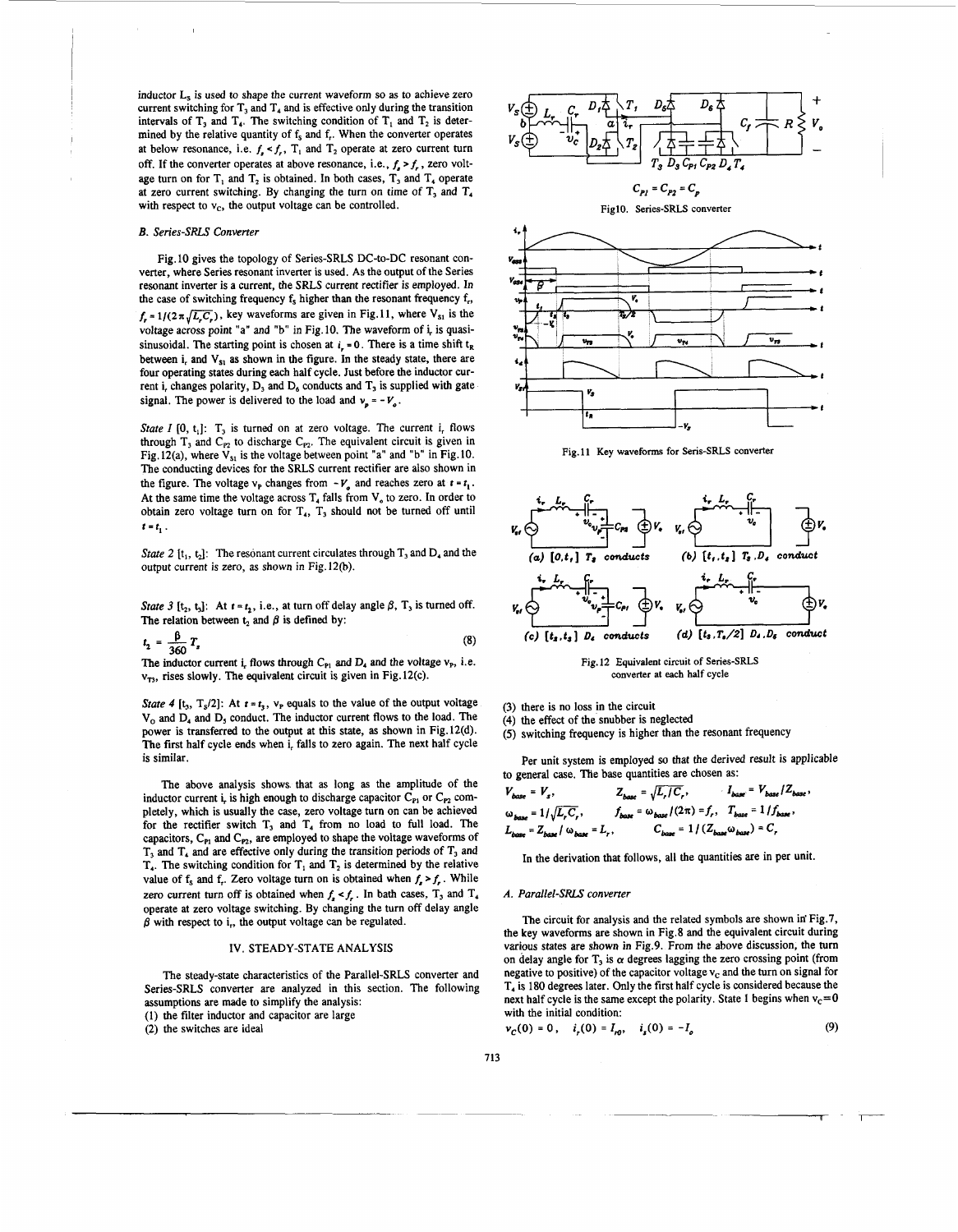inductor $L_S$ is used to shape the current waveform so as to achieve zero current switching for $T_3$ and $T_4$ and is effective only during the transition intervals of $T_3$ and $T_4$. The switching condition of $T_1$ and $T_2$ is determined by the relative quantity of $f_s$ and $f_r$. When the converter operates at below resonance, i.e. $f_s < f_r$, $T_1$ and $T_2$ operate at zero current turn off. If the converter operates at above resonance, i.e., $f_s > f_r$, zero voltage turn on for $T_1$ and $T_2$ is obtained. In both cases, $T_3$ and $T_4$ operate at zero current switching. By changing the turn on time of $T_3$ and $T_4$ with respect to $v_C$, the output voltage can be controlled.

### B. Series-SRLS Converter

Fig.10 gives the topology of Series-SRLS DC-to-DC resonant converter, where Series resonant inverter is used. As the output of the Series resonant inverter is a current, the SRLS current rectifier is employed. In the case of switching frequency $f_S$ higher than the resonant frequency $f_r$, $f_r = 1/(2\pi\sqrt{L_r C_r})$, key waveforms are given in Fig.11, where $V_{S1}$ is the voltage across point "a" and "b" in Fig.10. The waveform of $i_r$ is quasi-sinusoidal. The starting point is chosen at $i_r = 0$. There is a time shift $t_R$ between $i_r$ and $V_{S1}$ as shown in the figure. In the steady state, there are four operating states during each half cycle. Just before the inductor current $i_r$ changes polarity, $D_3$ and $D_6$ conducts and $T_3$ is supplied with gate signal. The power is delivered to the load and $v_p = -V_o$.

*State 1* [0, $t_1$]: $T_3$ is turned on at zero voltage. The current $i_r$ flows through $T_3$ and $C_{P2}$ to discharge $C_{P2}$. The equivalent circuit is given in Fig.12(a), where $V_{S1}$ is the voltage between point "a" and "b" in Fig.10. The conducting devices for the SRLS current rectifier are also shown in the figure. The voltage $v_P$ changes from $-V_o$ and reaches zero at $t = t_1$. At the same time the voltage across $T_4$ falls from $V_o$ to zero. In order to obtain zero voltage turn on for $T_4$, $T_3$ should not be turned off until $t = t_1$.

*State 2* [$t_1$, $t_2$]: The resonant current circulates through $T_3$ and $D_4$ and the output current is zero, as shown in Fig.12(b).

*State 3* [$t_2$, $t_3$]: At $t = t_2$, i.e., at turn off delay angle $\beta$, $T_3$ is turned off. The relation between $t_2$ and $\beta$ is defined by:

$$t_2 = \frac{\beta}{360} T_s \tag{8}$$

The inductor current $i_r$ flows through $C_{P1}$ and $D_4$ and the voltage $v_P$, i.e. $v_{T3}$, rises slowly. The equivalent circuit is given in Fig.12(c).

*State 4* [$t_3$, $T_s/2$]: At $t = t_3$, $v_P$ equals to the value of the output voltage $V_o$ and $D_4$ and $D_5$ conduct. The inductor current flows to the load. The power is transferred to the output at this state, as shown in Fig.12(d). The first half cycle ends when $i_r$ falls to zero again. The next half cycle is similar.

The above analysis shows that as long as the amplitude of the inductor current $i_r$ is high enough to discharge capacitor $C_{P1}$ or $C_{P2}$ completely, which is usually the case, zero voltage turn on can be achieved for the rectifier switch $T_3$ and $T_4$ from no load to full load. The capacitors, $C_{P1}$ and $C_{P2}$, are employed to shape the voltage waveforms of $T_3$ and $T_4$ and are effective only during the transition periods of $T_3$ and $T_4$. The switching condition for $T_1$ and $T_2$ is determined by the relative value of $f_S$ and $f_r$. Zero voltage turn on is obtained when $f_s > f_r$. While zero current turn off is obtained when $f_s < f_r$. In both cases, $T_3$ and $T_4$ operate at zero voltage switching. By changing the turn off delay angle $\beta$ with respect to $i_r$, the output voltage can be regulated.

Fig10. Series-SRLS converter

Fig.11 Key waveforms for Seris-SRLS converter

Fig.12 Equivalent circuit of Series-SRLS converter at each half cycle

## IV. STEADY-STATE ANALYSIS

The steady-state characteristics of the Parallel-SRLS converter and Series-SRLS converter are analyzed in this section. The following assumptions are made to simplify the analysis:

(1) the filter inductor and capacitor are large
(2) the switches are ideal
(3) there is no loss in the circuit
(4) the effect of the snubber is neglected
(5) switching frequency is higher than the resonant frequency

Per unit system is employed so that the derived result is applicable to general case. The base quantities are chosen as:

$$V_{base} = V_s, \quad Z_{base} = \sqrt{L_r/C_r}, \quad I_{base} = V_{base}/Z_{base},$$
$$\omega_{base} = 1/\sqrt{L_r C_r}, \quad f_{base} = \omega_{base}/(2\pi) = f_r, \quad T_{base} = 1/f_{base},$$
$$L_{base} = Z_{base}/\omega_{base} = L_r, \quad C_{base} = 1/(Z_{base}\omega_{base}) = C_r$$

In the derivation that follows, all the quantities are in per unit.

### A. Parallel-SRLS converter

The circuit for analysis and the related symbols are shown in Fig.7, the key waveforms are shown in Fig.8 and the equivalent circuit during various states are shown in Fig.9. From the above discussion, the turn on delay angle for $T_3$ is $\alpha$ degrees lagging the zero crossing point (from negative to positive) of the capacitor voltage $v_C$ and the turn on signal for $T_4$ is 180 degrees later. Only the first half cycle is considered because the next half cycle is the same except the polarity. State 1 begins when $v_C = 0$ with the initial condition:

$$v_C(0) = 0, \quad i_r(0) = I_{r0}, \quad i_s(0) = -I_o \tag{9}$$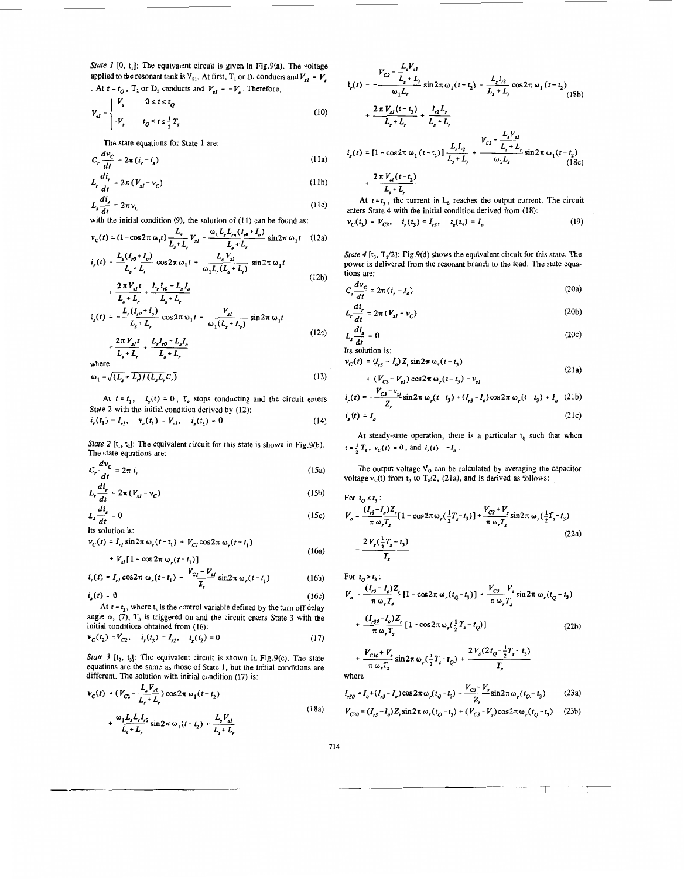*State 1* [0, $t_1$]: The equivalent circuit is given in Fig.9(a). The voltage applied to the resonant tank is $V_{sl}$. At first, $T_1$ or $D_1$ conducts and $V_{sl} = V_s$. At $t = t_Q$, $T_2$ or $D_2$ conducts and $V_{sl} = -V_s$. Therefore,

$$V_{sl} = \begin{cases} V_s & 0 \le t \le t_Q \\ -V_s & t_Q < t \le \frac{1}{2}T_s \end{cases} \tag{10}$$

The state equations for State 1 are:

$$C_r \frac{dv_C}{dt} = 2\pi(i_r - i_s) \tag{11a}$$

$$L_r \frac{di_r}{dt} = 2\pi(V_{sl} - v_C) \tag{11b}$$

$$L_s \frac{di_s}{dt} = 2\pi v_C \tag{11c}$$

with the initial condition (9), the solution of (11) can be found as:

$$v_C(t) = (1 - \cos 2\pi\,\omega_1 t)\frac{L_s}{L_s + L_r}V_{sl} + \frac{\omega_1 L_s L_m (I_{r0} + I_o)}{L_s + L_r}\sin 2\pi\,\omega_1 t \tag{12a}$$

$$i_r(t) = \frac{L_s(I_{r0} + I_o)}{L_s + L_r}\cos 2\pi\,\omega_1 t + \frac{L_s V_{sl}}{\omega_1 L_r (L_s + L_r)}\sin 2\pi\,\omega_1 t + \frac{2\pi V_{sl} t}{L_s + L_r} + \frac{L_r I_{r0} + L_s I_o}{L_s + L_r} \tag{12b}$$

$$i_s(t) = -\frac{L_r(I_{r0} + I_o)}{L_s + L_r}\cos 2\pi\,\omega_1 t - \frac{V_{sl}}{\omega_1 (L_s + L_r)}\sin 2\pi\,\omega_1 t + \frac{2\pi V_{sl} t}{L_s + L_r} + \frac{L_r I_{r0} - L_s I_o}{L_s + L_r} \tag{12c}$$

where

$$\omega_1 = \sqrt{(L_s + L_r)/(L_s L_r C_r)} \tag{13}$$

At $t = t_1$, $i_s(t) = 0$, $T_4$ stops conducting and the circuit enters State 2 with the initial condition derived by (12):

$$i_r(t_1) = I_{r1}, \quad v_c(t_1) = V_{c1}, \quad i_s(t_1) = 0 \tag{14}$$

*State 2* [$t_1$, $t_2$]: The equivalent circuit for this state is shown in Fig.9(b). The state equations are:

$$C_r \frac{dv_C}{dt} = 2\pi\, i_r \tag{15a}$$

$$L_r \frac{di_r}{dt} = 2\pi(V_{sl} - v_C) \tag{15b}$$

$$L_s \frac{di_s}{dt} = 0 \tag{15c}$$

Its solution is:

$$v_C(t) = I_{r1}\sin 2\pi\,\omega_r(t - t_1) + V_{C1}\cos 2\pi\,\omega_r(t - t_1) + V_{sl}[1 - \cos 2\pi\,\omega_r(t - t_1)] \tag{16a}$$

$$i_r(t) = I_{r1}\cos 2\pi\,\omega_r(t - t_1) - \frac{V_{C1} - V_{sl}}{Z_r}\sin 2\pi\,\omega_r(t - t_1) \tag{16b}$$

$$i_s(t) = 0 \tag{16c}$$

At $t = t_2$, where $t_2$ is the control variable defined by the turn off delay angle $\alpha$, (7), $T_3$ is triggered on and the circuit enters State 3 with the initial conditions obtained from (16):

$$v_C(t_2) = V_{C2}, \quad i_r(t_2) = I_{r2}, \quad i_s(t_2) = 0 \tag{17}$$

*State 3* [$t_2$, $t_3$]: The equivalent circuit is shown in Fig.9(c). The state equations are the same as those of State 1, but the initial conditions are different. The solution with initial condition (17) is:

$$v_C(t) = \left(V_{C2} - \frac{L_s V_{sl}}{L_s + L_r}\right)\cos 2\pi\,\omega_1(t - t_2) + \frac{\omega_1 L_s L_r I_{r2}}{L_s + L_r}\sin 2\pi\,\omega_1(t - t_2) + \frac{L_s V_{sl}}{L_s + L_r} \tag{18a}$$

$$i_r(t) = -\frac{V_{C2} - \frac{L_s V_{sl}}{L_s + L_r}}{\omega_1 L_r}\sin 2\pi\,\omega_1(t - t_2) + \frac{L_s I_{r2}}{L_s + L_r}\cos 2\pi\,\omega_1(t - t_2) + \frac{2\pi V_{sl}(t - t_2)}{L_s + L_r} + \frac{I_{r2} L_r}{L_s + L_r} \tag{18b}$$

$$i_s(t) = [1 - \cos 2\pi\,\omega_1(t - t_2)]\frac{L_r I_{r2}}{L_s + L_r} + \frac{V_{C2} - \frac{L_s V_{sl}}{L_s + L_r}}{\omega_1 L_s}\sin 2\pi\,\omega_1(t - t_2) + \frac{2\pi V_{sl}(t - t_2)}{L_s + L_r} \tag{18c}$$

At $t = t_3$, the current in $L_s$ reaches the output current. The circuit enters State 4 with the initial condition derived from (18):

$$v_C(t_3) = V_{C3}, \quad i_r(t_3) = I_{r3}, \quad i_s(t_3) = I_o \tag{19}$$

*State 4* [$t_3$, $T_s/2$]: Fig.9(d) shows the equivalent circuit for this state. The power is delivered from the resonant branch to the load. The state equations are:

$$C_r \frac{dv_C}{dt} = 2\pi(i_r - I_o) \tag{20a}$$

$$L_r \frac{di_r}{dt} = 2\pi(V_{sl} - v_C) \tag{20b}$$

$$L_s \frac{di_s}{dt} = 0 \tag{20c}$$

Its solution is:

$$v_C(t) = (I_{r3} - I_o)Z_r \sin 2\pi\,\omega_r(t - t_3) + (V_{C3} - V_{sl})\cos 2\pi\,\omega_r(t - t_3) + v_{sl} \tag{21a}$$

$$i_r(t) = -\frac{V_{C3} - v_{sl}}{Z_r}\sin 2\pi\,\omega_r(t - t_3) + (I_{r3} - I_o)\cos 2\pi\,\omega_r(t - t_3) + I_o \tag{21b}$$

$$i_s(t) = I_o \tag{21c}$$

At steady-state operation, there is a particular $t_Q$ such that when $t = \frac{1}{2}T_s$, $v_C(t) = 0$, and $i_r(t) = -I_o$.

The output voltage $V_o$ can be calculated by averaging the capacitor voltage $v_C(t)$ from $t_3$ to $T_s/2$, (21a), and is derived as follows:

For $t_Q \le t_3$:

$$V_o = \frac{(I_{r3} - I_o)Z_r}{\pi\,\omega_r T_s}\left[1 - \cos 2\pi\,\omega_r\left(\tfrac{1}{2}T_s - t_3\right)\right] + \frac{V_{C3} + V_s}{\pi\,\omega_r T_s}\sin 2\pi\,\omega_r\left(\tfrac{1}{2}T_s - t_3\right) - \frac{2V_s\left(\frac{1}{2}T_s - t_3\right)}{T_s} \tag{22a}$$

For $t_Q > t_3$:

$$V_o = \frac{(I_{r3} - I_o)Z_r}{\pi\,\omega_r T_s}[1 - \cos 2\pi\,\omega_r(t_Q - t_3)] + \frac{V_{C3} - V_s}{\pi\,\omega_r T_s}\sin 2\pi\,\omega_r(t_Q - t_3) + \frac{(I_{r30} - I_o)Z_r}{\pi\,\omega_r T_s}\left[1 - \cos 2\pi\,\omega_r\left(\tfrac{1}{2}T_s - t_Q\right)\right] + \frac{V_{C30} + V_s}{\pi\,\omega_r T_s}\sin 2\pi\,\omega_r\left(\tfrac{1}{2}T_s - t_Q\right) + \frac{2V_s\left(2t_Q - \frac{1}{2}T_s - t_3\right)}{T_s} \tag{22b}$$

where

$$I_{r30} = I_o + (I_{r3} - I_o)\cos 2\pi\,\omega_r(t_Q - t_3) - \frac{V_{C3} - V_s}{Z_r}\sin 2\pi\,\omega_r(t_Q - t_3) \tag{23a}$$

$$V_{C30} = (I_{r3} - I_o)Z_r \sin 2\pi\,\omega_r(t_Q - t_3) + (V_{C3} - V_s)\cos 2\pi\,\omega_r(t_Q - t_3) \tag{23b}$$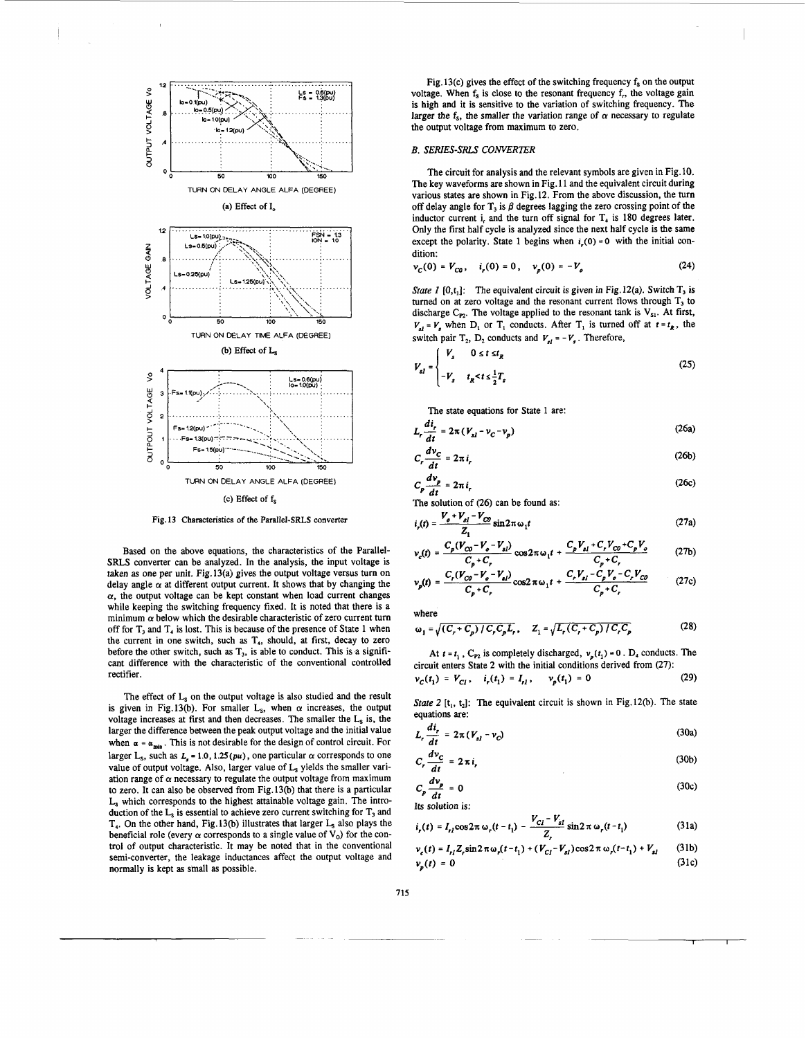Fig.13 Characteristics of the Parallel-SRLS converter

(a) Effect of $I_o$

(b) Effect of $L_S$

(c) Effect of $f_S$

Based on the above equations, the characteristics of the Parallel-SRLS converter can be analyzed. In the analysis, the input voltage is taken as one per unit. Fig.13(a) gives the output voltage versus turn on delay angle $\alpha$ at different output current. It shows that by changing the $\alpha$, the output voltage can be kept constant when load current changes while keeping the switching frequency fixed. It is noted that there is a minimum $\alpha$ below which the desirable characteristic of zero current turn off for $T_3$ and $T_4$ is lost. This is because of the presence of State 1 when the current in one switch, such as $T_4$, should, at first, decay to zero before the other switch, such as $T_3$, is able to conduct. This is a significant difference with the characteristic of the conventional controlled rectifier.

The effect of $L_S$ on the output voltage is also studied and the result is given in Fig.13(b). For smaller $L_S$, when $\alpha$ increases, the output voltage increases at first and then decreases. The smaller the $L_S$ is, the larger the difference between the peak output voltage and the initial value when $\alpha = \alpha_{min}$. This is not desirable for the design of control circuit. For larger $L_S$, such as $L_s = 1.0, 1.25(pu)$, one particular $\alpha$ corresponds to one value of output voltage. Also, larger value of $L_S$ yields the smaller variation range of $\alpha$ necessary to regulate the output voltage from maximum to zero. It can also be observed from Fig.13(b) that there is a particular $L_S$ which corresponds to the highest attainable voltage gain. The introduction of the $L_S$ is essential to achieve zero current switching for $T_3$ and $T_4$. On the other hand, Fig.13(b) illustrates that larger $L_S$ also plays the beneficial role (every $\alpha$ corresponds to a single value of $V_O$) for the control of output characteristic. It may be noted that in the conventional semi-converter, the leakage inductances affect the output voltage and normally is kept as small as possible.

Fig.13(c) gives the effect of the switching frequency $f_S$ on the output voltage. When $f_S$ is close to the resonant frequency $f_r$, the voltage gain is high and it is sensitive to the variation of switching frequency. The larger the $f_S$, the smaller the variation range of $\alpha$ necessary to regulate the output voltage from maximum to zero.

### *B. SERIES-SRLS CONVERTER*

The circuit for analysis and the relevant symbols are given in Fig.10. The key waveforms are shown in Fig.11 and the equivalent circuit during various states are shown in Fig.12. From the above discussion, the turn off delay angle for $T_3$ is $\beta$ degrees lagging the zero crossing point of the inductor current $i_r$ and the turn off signal for $T_4$ is 180 degrees later. Only the first half cycle is analyzed since the next half cycle is the same except the polarity. State 1 begins when $i_r(0) = 0$ with the initial condition:

$$v_C(0) = V_{CO}, \quad i_r(0) = 0, \quad v_p(0) = -V_o \tag{24}$$

*State 1* $[0,t_1]$: The equivalent circuit is given in Fig.12(a). Switch $T_3$ is turned on at zero voltage and the resonant current flows through $T_3$ to discharge $C_{P2}$. The voltage applied to the resonant tank is $V_{S1}$. At first, $V_{sI} = V_s$ when $D_1$ or $T_1$ conducts. After $T_1$ is turned off at $t = t_R$, the switch pair $T_2$, $D_2$ conducts and $V_{sI} = -V_s$. Therefore,

$$V_{sI} = \begin{cases} V_s & 0 \le t \le t_R \\ -V_s & t_R < t \le \frac{1}{2}T_s \end{cases} \tag{25}$$

The state equations for State 1 are:

$$L_r \frac{di_r}{dt} = 2\pi (V_{sI} - v_C - v_p) \tag{26a}$$

$$C_r \frac{dv_C}{dt} = 2\pi i_r \tag{26b}$$

$$C_p \frac{dv_p}{dt} = 2\pi i_r \tag{26c}$$

The solution of (26) can be found as:

$$i_r(t) = \frac{V_o + V_{sI} - V_{CO}}{Z_1} \sin 2\pi \omega_1 t \tag{27a}$$

$$v_c(t) = \frac{C_p(V_{CO} - V_o - V_{sI})}{C_p + C_r} \cos 2\pi \omega_1 t + \frac{C_p V_{sI} + C_r V_{CO} + C_p V_o}{C_p + C_r} \tag{27b}$$

$$v_p(t) = \frac{C_r(V_{CO} - V_o - V_{sI})}{C_p + C_r} \cos 2\pi \omega_1 t + \frac{C_r V_{sI} - C_p V_o - C_r V_{CO}}{C_p + C_r} \tag{27c}$$

where

$$\omega_1 = \sqrt{(C_r + C_p) / C_r C_p L_r}, \quad Z_1 = \sqrt{L_r (C_r + C_p) / C_r C_p} \tag{28}$$

At $t = t_1$, $C_{P2}$ is completely discharged, $v_p(t_1) = 0$. $D_4$ conducts. The circuit enters State 2 with the initial conditions derived from (27):

$$v_C(t_1) = V_{C1}, \quad i_r(t_1) = I_{r1}, \quad v_p(t_1) = 0 \tag{29}$$

*State 2* $[t_1, t_2]$: The equivalent circuit is shown in Fig.12(b). The state equations are:

$$L_r \frac{di_r}{dt} = 2\pi (V_{sI} - v_C) \tag{30a}$$

$$C_r \frac{dv_C}{dt} = 2\pi i_r \tag{30b}$$

$$C_p \frac{dv_p}{dt} = 0 \tag{30c}$$

Its solution is:

$$i_r(t) = I_{r1} \cos 2\pi \omega_r (t - t_1) - \frac{V_{C1} - V_{sI}}{Z_r} \sin 2\pi \omega_r (t - t_1) \tag{31a}$$

$$v_c(t) = I_{r1} Z_r \sin 2\pi \omega_r (t - t_1) + (V_{C1} - V_{sI}) \cos 2\pi \omega_r (t - t_1) + V_{sI} \tag{31b}$$

$$v_p(t) = 0 \tag{31c}$$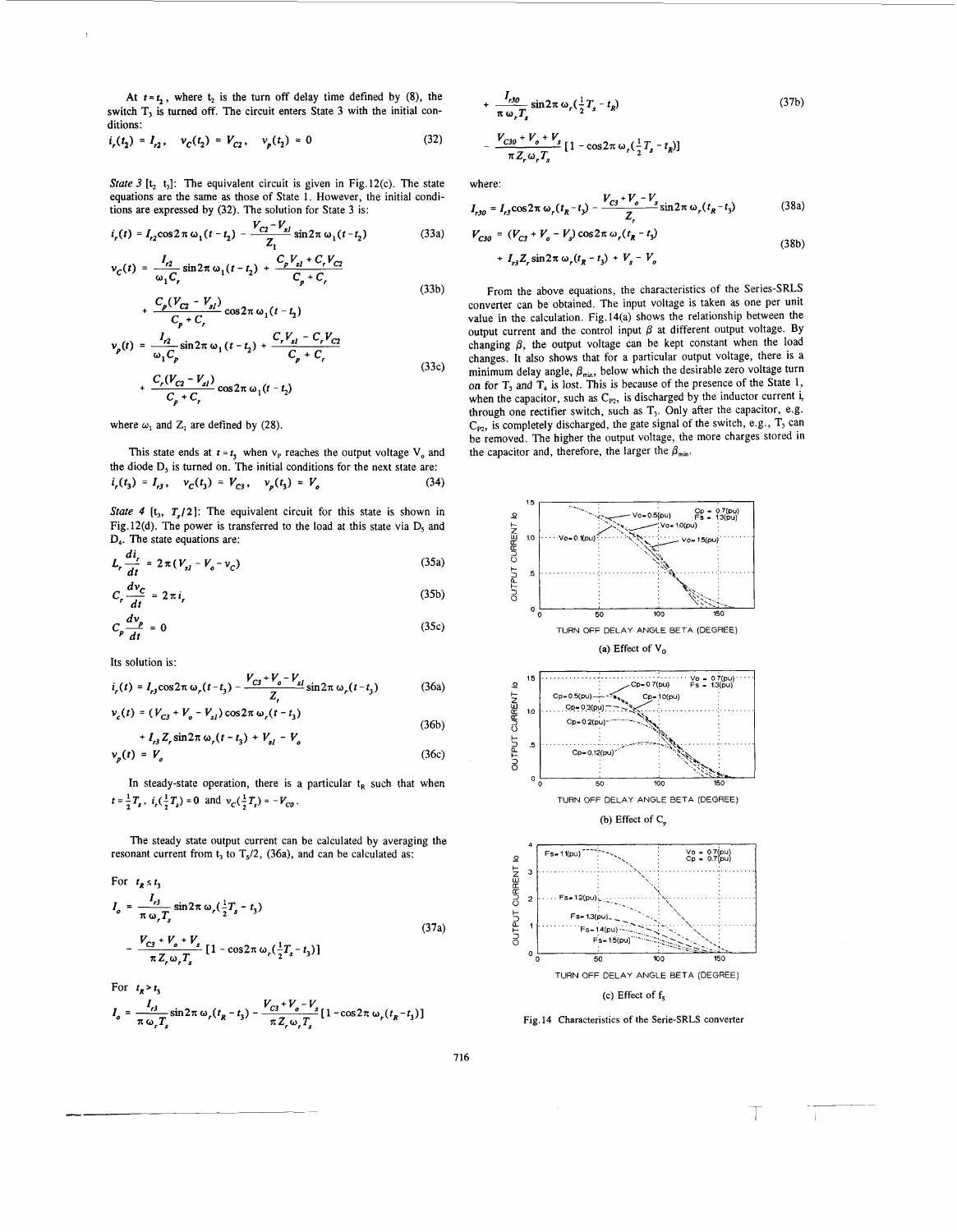At $t = t_2$, where $t_2$ is the turn off delay time defined by (8), the switch $T_3$ is turned off. The circuit enters State 3 with the initial conditions:

$$i_r(t_2) = I_{r2}, \quad v_C(t_2) = V_{C2}, \quad v_p(t_2) = 0 \tag{32}$$

*State 3* [$t_2$ $t_3$]: The equivalent circuit is given in Fig.12(c). The state equations are the same as those of State 1. However, the initial conditions are expressed by (32). The solution for State 3 is:

$$i_r(t) = I_{r2}\cos 2\pi\,\omega_1(t - t_2) - \frac{V_{C2} - V_{sl}}{Z_1}\sin 2\pi\,\omega_1(t - t_2) \tag{33a}$$

$$v_C(t) = \frac{I_{r2}}{\omega_1 C_r}\sin 2\pi\,\omega_1(t - t_2) + \frac{C_p V_{sl} + C_r V_{C2}}{C_p + C_r} + \frac{C_p(V_{C2} - V_{sl})}{C_p + C_r}\cos 2\pi\,\omega_1(t - t_2) \tag{33b}$$

$$v_p(t) = \frac{I_{r2}}{\omega_1 C_p}\sin 2\pi\,\omega_1(t - t_2) + \frac{C_r V_{sl} - C_r V_{C2}}{C_p + C_r} + \frac{C_r(V_{C2} - V_{sl})}{C_p + C_r}\cos 2\pi\,\omega_1(t - t_2) \tag{33c}$$

where $\omega_1$ and $Z_1$ are defined by (28).

This state ends at $t = t_3$ when $v_p$ reaches the output voltage $V_o$ and the diode $D_5$ is turned on. The initial conditions for the next state are:

$$i_r(t_3) = I_{r3}, \quad v_C(t_3) = V_{C3}, \quad v_p(t_3) = V_o \tag{34}$$

*State 4* [$t_3$, $T_s/2$]: The equivalent circuit for this state is shown in Fig.12(d). The power is transferred to the load at this state via $D_5$ and $D_4$. The state equations are:

$$L_r\frac{di_r}{dt} = 2\pi(V_{sl} - V_o - v_C) \tag{35a}$$

$$C_r\frac{dv_C}{dt} = 2\pi i_r \tag{35b}$$

$$C_p\frac{dv_p}{dt} = 0 \tag{35c}$$

Its solution is:

$$i_r(t) = I_{r3}\cos 2\pi\,\omega_r(t - t_3) - \frac{V_{C3} + V_o - V_{sl}}{Z_r}\sin 2\pi\,\omega_r(t - t_3) \tag{36a}$$

$$v_c(t) = (V_{C3} + V_o - V_{sl})\cos 2\pi\,\omega_r(t - t_3) + I_{r3}Z_r\sin 2\pi\,\omega_r(t - t_3) + V_{sl} - V_o \tag{36b}$$

$$v_p(t) = V_o \tag{36c}$$

In steady-state operation, there is a particular $t_R$ such that when $t = \frac{1}{2}T_s$, $i_r(\frac{1}{2}T_s) = 0$ and $v_C(\frac{1}{2}T_s) = -V_{C0}$.

The steady state output current can be calculated by averaging the resonant current from $t_3$ to $T_s/2$, (36a), and can be calculated as:

For $t_R \le t_3$

$$I_o = \frac{I_{r3}}{\pi\,\omega_r T_s}\sin 2\pi\,\omega_r(\tfrac{1}{2}T_s - t_3) - \frac{V_{C3} + V_o + V_s}{\pi Z_r \omega_r T_s}[1 - \cos 2\pi\,\omega_r(\tfrac{1}{2}T_s - t_3)] \tag{37a}$$

For $t_R > t_3$

$$I_o = \frac{I_{r3}}{\pi\,\omega_r T_s}\sin 2\pi\,\omega_r(t_R - t_3) - \frac{V_{C3} + V_o - V_s}{\pi Z_r \omega_r T_s}[1 - \cos 2\pi\,\omega_r(t_R - t_3)] + \frac{I_{r30}}{\pi\,\omega_r T_s}\sin 2\pi\,\omega_r(\tfrac{1}{2}T_s - t_R) - \frac{V_{C30} + V_o + V_s}{\pi Z_r \omega_r T_s}[1 - \cos 2\pi\,\omega_r(\tfrac{1}{2}T_s - t_R)] \tag{37b}$$

where:

$$I_{r30} = I_{r3}\cos 2\pi\,\omega_r(t_R - t_3) - \frac{V_{C3} + V_o - V_s}{Z_r}\sin 2\pi\,\omega_r(t_R - t_3) \tag{38a}$$

$$V_{C30} = (V_{C3} + V_o - V_s)\cos 2\pi\,\omega_r(t_R - t_3) + I_{r3}Z_r\sin 2\pi\,\omega_r(t_R - t_3) + V_s - V_o \tag{38b}$$

From the above equations, the characteristics of the Series-SRLS converter can be obtained. The input voltage is taken as one per unit value in the calculation. Fig.14(a) shows the relationship between the output current and the control input $\beta$ at different output voltage. By changing $\beta$, the output voltage can be kept constant when the load changes. It also shows that for a particular output voltage, there is a minimum delay angle, $\beta_{min}$, below which the desirable zero voltage turn on for $T_3$ and $T_4$ is lost. This is because of the presence of the State 1, when the capacitor, such as $C_{P2}$, is discharged by the inductor current $i_r$ through one rectifier switch, such as $T_3$. Only after the capacitor, e.g. $C_{P2}$, is completely discharged, the gate signal of the switch, e.g., $T_3$ can be removed. The higher the output voltage, the more charges stored in the capacitor and, therefore, the larger the $\beta_{min}$.

(a) Effect of $V_O$

(b) Effect of $C_p$

(c) Effect of $f_S$

Fig.14 Characteristics of the Serie-SRLS converter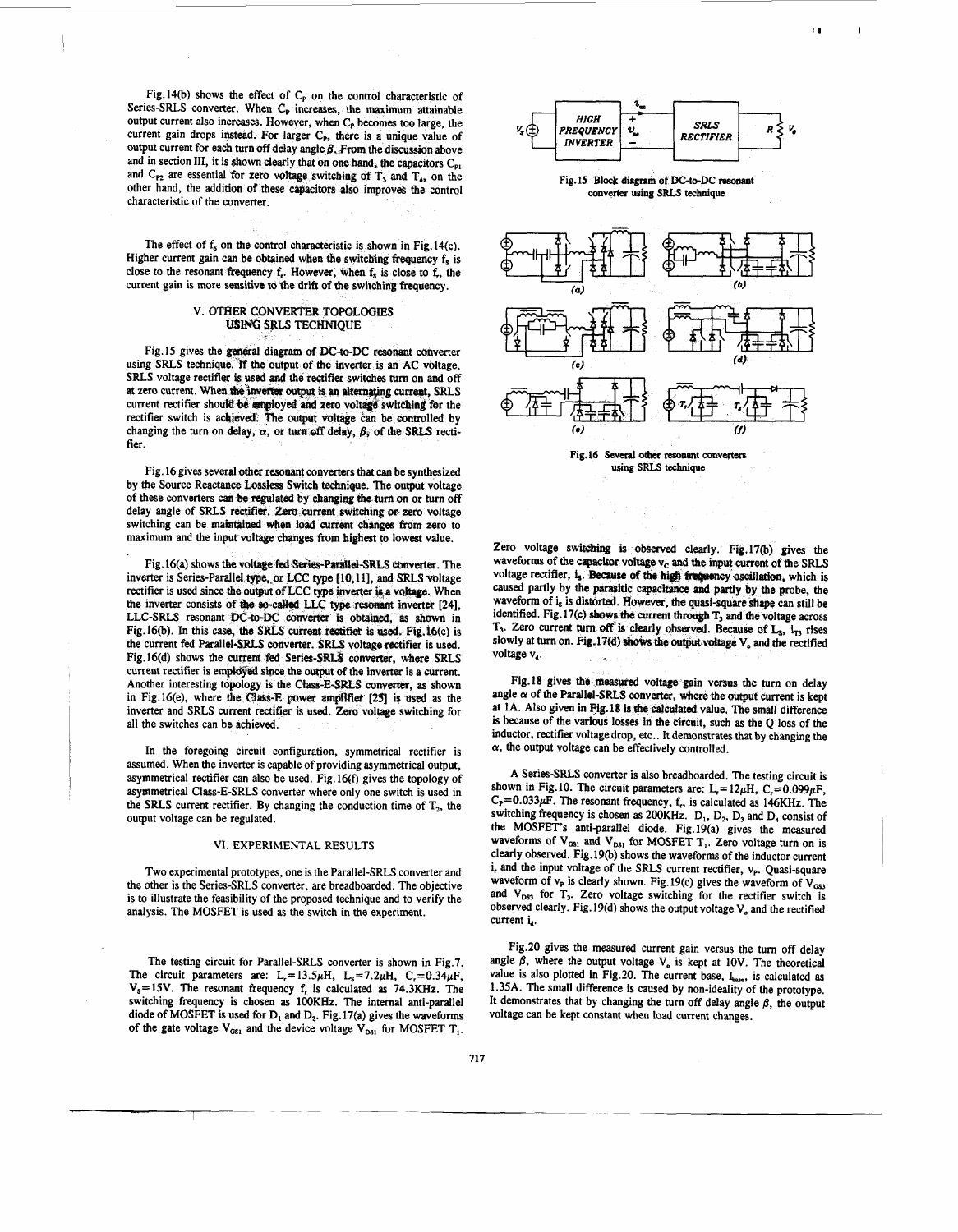Fig.14(b) shows the effect of $C_P$ on the control characteristic of Series-SRLS converter. When $C_P$ increases, the maximum attainable output current also increases. However, when $C_P$ becomes too large, the current gain drops instead. For larger $C_P$, there is a unique value of output current for each turn off delay angle $\beta$. From the discussion above and in section III, it is shown clearly that on one hand, the capacitors $C_{P1}$ and $C_{P2}$ are essential for zero voltage switching of $T_3$ and $T_4$, on the other hand, the addition of these capacitors also improves the control characteristic of the converter.

The effect of $f_S$ on the control characteristic is shown in Fig.14(c). Higher current gain can be obtained when the switching frequency $f_S$ is close to the resonant frequency $f_r$. However, when $f_S$ is close to $f_r$ the current gain is more sensitive to the drift of the switching frequency.

## V. OTHER CONVERTER TOPOLOGIES USING SRLS TECHNIQUE

Fig.15 gives the general diagram of DC-to-DC resonant converter using SRLS technique. If the output of the inverter is an AC voltage, SRLS voltage rectifier is used and the rectifier switches turn on and off at zero current. When the inverter output is an alternating current, SRLS current rectifier should be employed and zero voltage switching for the rectifier switch is achieved. The output voltage can be controlled by changing the turn on delay, $\alpha$, or turn off delay, $\beta$, of the SRLS rectifier.

Fig.16 gives several other resonant converters that can be synthesized by the Source Reactance Lossless Switch technique. The output voltage of these converters can be regulated by changing the turn on or turn off delay angle of SRLS rectifier. Zero current switching or zero voltage switching can be maintained when load current changes from zero to maximum and the input voltage changes from highest to lowest value.

Fig.16(a) shows the voltage fed Series-Parallel-SRLS converter. The inverter is Series-Parallel type, or LCC type [10,11], and SRLS voltage rectifier is used since the output of LCC type inverter is a voltage. When the inverter consists of the so-called LLC type resonant inverter [24], LLC-SRLS resonant DC-to-DC converter is obtained, as shown in Fig.16(b). In this case, the SRLS current rectifier is used. Fig.16(c) is the current fed Parallel-SRLS converter. SRLS voltage rectifier is used. Fig.16(d) shows the current fed Series-SRLS converter, where SRLS current rectifier is employed since the output of the inverter is a current. Another interesting topology is the Class-E-SRLS converter, as shown in Fig.16(e), where the Class-E power amplifier [25] is used as the inverter and SRLS current rectifier is used. Zero voltage switching for all the switches can be achieved.

In the foregoing circuit configuration, symmetrical rectifier is assumed. When the inverter is capable of providing asymmetrical output, asymmetrical rectifier can also be used. Fig.16(f) gives the topology of asymmetrical Class-E-SRLS converter where only one switch is used in the SRLS current rectifier. By changing the conduction time of $T_2$, the output voltage can be regulated.

## VI. EXPERIMENTAL RESULTS

Two experimental prototypes, one is the Parallel-SRLS converter and the other is the Series-SRLS converter, are breadboarded. The objective is to illustrate the feasibility of the proposed technique and to verify the analysis. The MOSFET is used as the switch in the experiment.

The testing circuit for Parallel-SRLS converter is shown in Fig.7. The circuit parameters are: $L_r$=13.5μH, $L_S$=7.2μH, $C_r$=0.34μF, $V_S$=15V. The resonant frequency $f_r$ is calculated as 74.3KHz. The switching frequency is chosen as 100KHz. The internal anti-parallel diode of MOSFET is used for $D_1$ and $D_2$. Fig.17(a) gives the waveforms of the gate voltage $V_{GS1}$ and the device voltage $V_{DS1}$ for MOSFET $T_1$.

Fig.15 Block diagram of DC-to-DC resonant converter using SRLS technique

Fig.16 Several other resonant converters using SRLS technique

Zero voltage switching is observed clearly. Fig.17(b) gives the waveforms of the capacitor voltage $v_C$ and the input current of the SRLS voltage rectifier, $i_S$. Because of the high frequency oscillation, which is caused partly by the parasitic capacitance and partly by the probe, the waveform of $i_S$ is distorted. However, the quasi-square shape can still be identified. Fig.17(c) shows the current through $T_3$ and the voltage across $T_3$. Zero current turn off is clearly observed. Because of $L_S$, $i_{T3}$ rises slowly at turn on. Fig.17(d) shows the output voltage $V_o$ and the rectified voltage $v_d$.

Fig.18 gives the measured voltage gain versus the turn on delay angle $\alpha$ of the Parallel-SRLS converter, where the output current is kept at 1A. Also given in Fig.18 is the calculated value. The small difference is because of the various losses in the circuit, such as the Q loss of the inductor, rectifier voltage drop, etc.. It demonstrates that by changing the $\alpha$, the output voltage can be effectively controlled.

A Series-SRLS converter is also breadboarded. The testing circuit is shown in Fig.10. The circuit parameters are: $L_r$=12μH, $C_r$=0.099μF, $C_P$=0.033μF. The resonant frequency, $f_r$, is calculated as 146KHz. The switching frequency is chosen as 200KHz. $D_1$, $D_2$, $D_3$ and $D_4$ consist of the MOSFET's anti-parallel diode. Fig.19(a) gives the measured waveforms of $V_{GS1}$ and $V_{DS1}$ for MOSFET $T_1$. Zero voltage turn on is clearly observed. Fig.19(b) shows the waveforms of the inductor current $i_r$ and the input voltage of the SRLS current rectifier, $v_P$. Quasi-square waveform of $v_P$ is clearly shown. Fig.19(c) gives the waveform of $V_{GS3}$ and $V_{DS3}$ for $T_3$. Zero voltage switching for the rectifier switch is observed clearly. Fig.19(d) shows the output voltage $V_o$ and the rectified current $i_d$.

Fig.20 gives the measured current gain versus the turn off delay angle $\beta$, where the output voltage $V_o$ is kept at 10V. The theoretical value is also plotted in Fig.20. The current base, $I_{base}$, is calculated as 1.35A. The small difference is caused by non-ideality of the prototype. It demonstrates that by changing the turn off delay angle $\beta$, the output voltage can be kept constant when load current changes.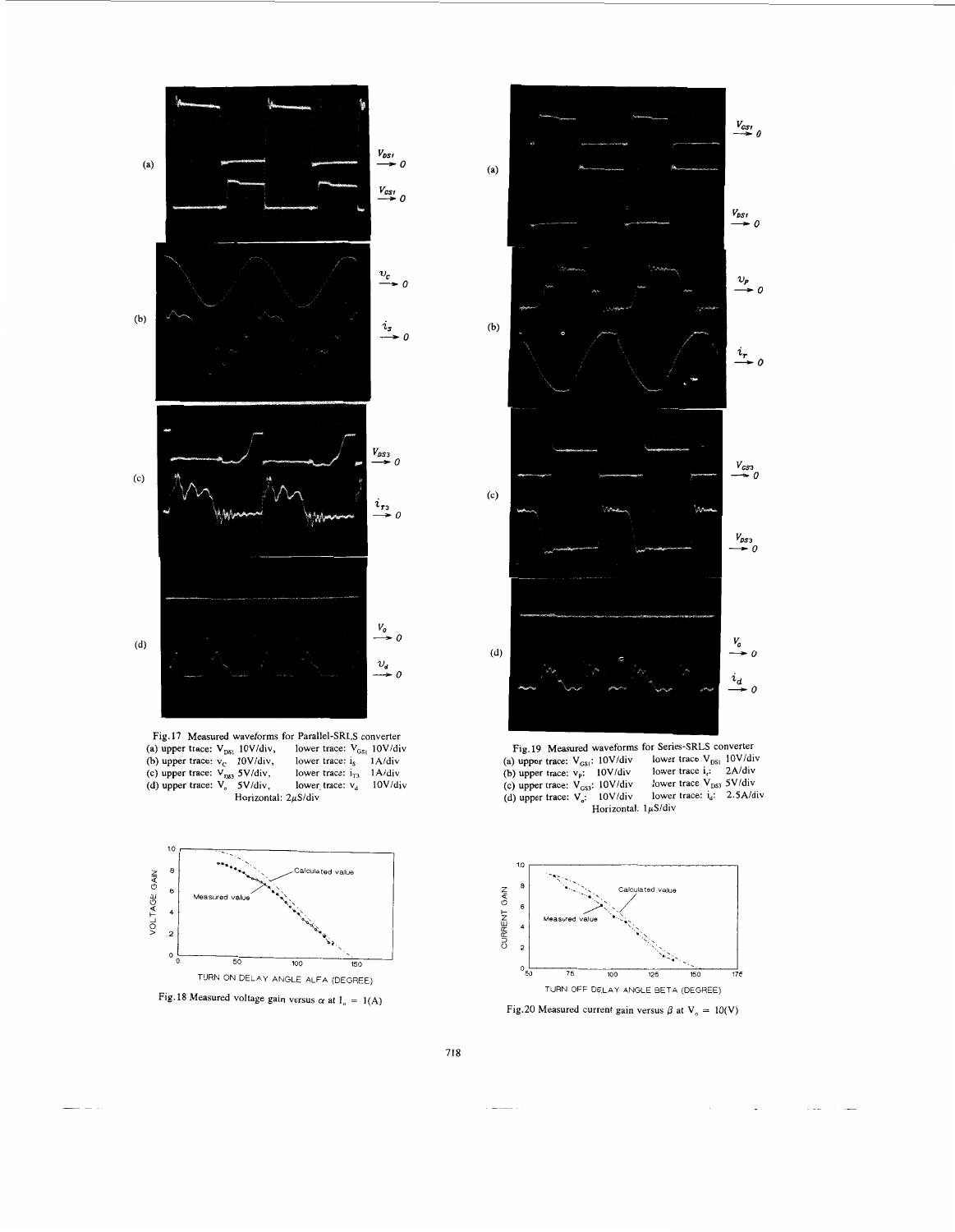Fig.17 Measured waveforms for Parallel-SRLS converter
(a) upper trace: $V_{DS1}$ 10V/div, lower trace: $V_{GS1}$ 10V/div
(b) upper trace: $v_C$ 10V/div, lower trace: $i_s$ 1A/div
(c) upper trace: $V_{DS3}$ 5V/div, lower trace: $i_{T3}$ 1A/div
(d) upper trace: $V_o$ 5V/div, lower trace: $v_d$ 10V/div
Horizontal: 2$\mu$S/div

Fig.18 Measured voltage gain versus $\alpha$ at $I_o = 1(A)$

Fig.19 Measured waveforms for Series-SRLS converter
(a) upper trace: $V_{GS1}$: 10V/div lower trace $V_{DS1}$ 10V/div
(b) upper trace: $v_p$: 10V/div lower trace $i_r$: 2A/div
(c) upper trace: $V_{GS3}$: 10V/div lower trace $V_{DS3}$ 5V/div
(d) upper trace: $V_o$: 10V/div lower trace: $i_d$: 2.5A/div
Horizontal: 1$\mu$S/div

Fig.20 Measured current gain versus $\beta$ at $V_o = 10(V)$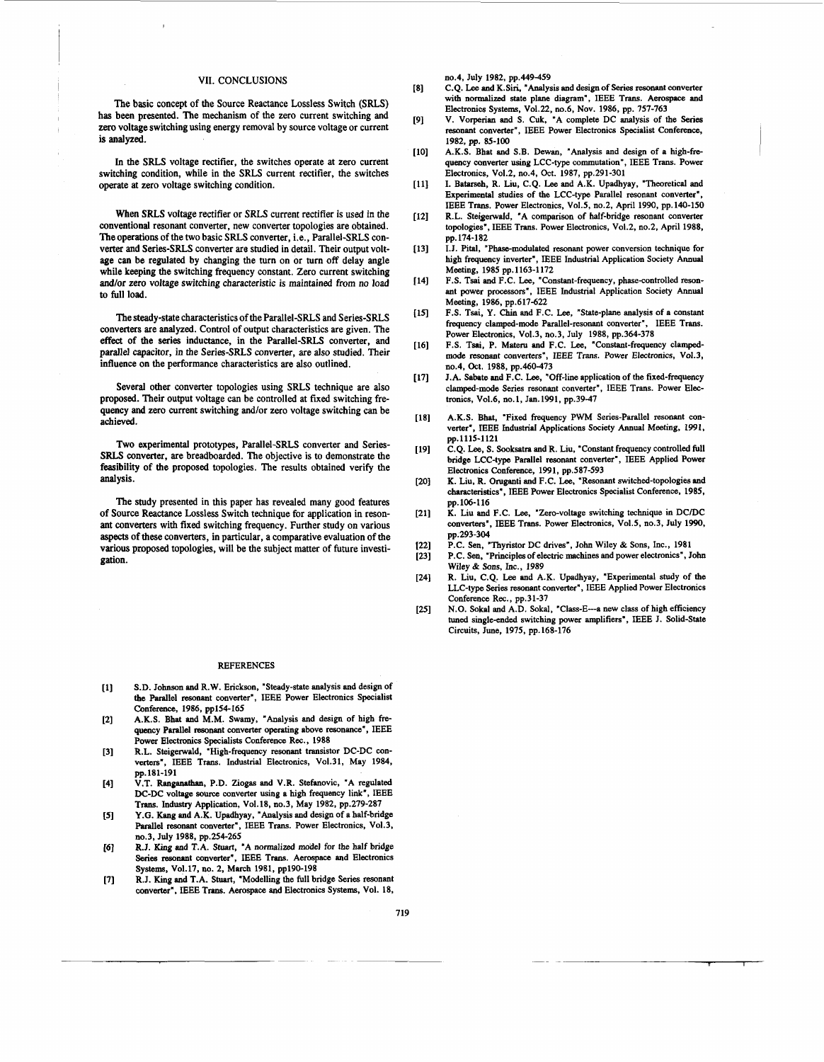## VII. CONCLUSIONS

The basic concept of the Source Reactance Lossless Switch (SRLS) has been presented. The mechanism of the zero current switching and zero voltage switching using energy removal by source voltage or current is analyzed.

In the SRLS voltage rectifier, the switches operate at zero current switching condition, while in the SRLS current rectifier, the switches operate at zero voltage switching condition.

When SRLS voltage rectifier or SRLS current rectifier is used in the conventional resonant converter, new converter topologies are obtained. The operations of the two basic SRLS converter, i.e., Parallel-SRLS converter and Series-SRLS converter are studied in detail. Their output voltage can be regulated by changing the turn on or turn off delay angle while keeping the switching frequency constant. Zero current switching and/or zero voltage switching characteristic is maintained from no load to full load.

The steady-state characteristics of the Parallel-SRLS and Series-SRLS converters are analyzed. Control of output characteristics are given. The effect of the series inductance, in the Parallel-SRLS converter, and parallel capacitor, in the Series-SRLS converter, are also studied. Their influence on the performance characteristics are also outlined.

Several other converter topologies using SRLS technique are also proposed. Their output voltage can be controlled at fixed switching frequency and zero current switching and/or zero voltage switching can be achieved.

Two experimental prototypes, Parallel-SRLS converter and Series-SRLS converter, are breadboarded. The objective is to demonstrate the feasibility of the proposed topologies. The results obtained verify the analysis.

The study presented in this paper has revealed many good features of Source Reactance Lossless Switch technique for application in resonant converters with fixed switching frequency. Further study on various aspects of these converters, in particular, a comparative evaluation of the various proposed topologies, will be the subject matter of future investigation.

## REFERENCES

[1] S.D. Johnson and R.W. Erickson, "Steady-state analysis and design of the Parallel resonant converter", IEEE Power Electronics Specialist Conference, 1986, pp154-165

[2] A.K.S. Bhat and M.M. Swamy, "Analysis and design of high frequency Parallel resonant converter operating above resonance", IEEE Power Electronics Specialists Conference Rec., 1988

[3] R.L. Steigerwald, "High-frequency resonant transistor DC-DC converters", IEEE Trans. Industrial Electronics, Vol.31, May 1984, pp.181-191

[4] V.T. Ranganathan, P.D. Ziogas and V.R. Stefanovic, "A regulated DC-DC voltage source converter using a high frequency link", IEEE Trans. Industry Application, Vol.18, no.3, May 1982, pp.279-287

[5] Y.G. Kang and A.K. Upadhyay, "Analysis and design of a half-bridge Parallel resonant converter", IEEE Trans. Power Electronics, Vol.3, no.3, July 1988, pp.254-265

[6] R.J. King and T.A. Stuart, "A normalized model for the half bridge Series resonant converter", IEEE Trans. Aerospace and Electronics Systems, Vol.17, no. 2, March 1981, pp190-198

[7] R.J. King and T.A. Stuart, "Modelling the full bridge Series resonant converter", IEEE Trans. Aerospace and Electronics Systems, Vol. 18, no.4, July 1982, pp.449-459

[8] C.Q. Lee and K.Siri, "Analysis and design of Series resonant converter with normalized state plane diagram", IEEE Trans. Aerospace and Electronics Systems, Vol.22, no.6, Nov. 1986, pp. 757-763

[9] V. Vorperian and S. Cuk, "A complete DC analysis of the Series resonant converter", IEEE Power Electronics Specialist Conference, 1982, pp. 85-100

[10] A.K.S. Bhat and S.B. Dewan, "Analysis and design of a high-frequency converter using LCC-type commutation", IEEE Trans. Power Electronics, Vol.2, no.4, Oct. 1987, pp.291-301

[11] I. Batarseh, R. Liu, C.Q. Lee and A.K. Upadhyay, "Theoretical and Experimental studies of the LCC-type Parallel resonant converter", IEEE Trans. Power Electronics, Vol.5, no.2, April 1990, pp.140-150

[12] R.L. Steigerwald, "A comparison of half-bridge resonant converter topologies", IEEE Trans. Power Electronics, Vol.2, no.2, April 1988, pp.174-182

[13] I.J. Pital, "Phase-modulated resonant power conversion technique for high frequency inverter", IEEE Industrial Application Society Annual Meeting, 1985 pp.1163-1172

[14] F.S. Tsai and F.C. Lee, "Constant-frequency, phase-controlled resonant power processors", IEEE Industrial Application Society Annual Meeting, 1986, pp.617-622

[15] F.S. Tsai, Y. Chin and F.C. Lee, "State-plane analysis of a constant frequency clamped-mode Parallel-resonant converter", IEEE Trans. Power Electronics, Vol.3, no.3, July 1988, pp.364-378

[16] F.S. Tsai, P. Materu and F.C. Lee, "Constant-frequency clamped-mode resonant converters", IEEE Trans. Power Electronics, Vol.3, no.4, Oct. 1988, pp.460-473

[17] J.A. Sabate and F.C. Lee, "Off-line application of the fixed-frequency clamped-mode Series resonant converter", IEEE Trans. Power Electronics, Vol.6, no.1, Jan.1991, pp.39-47

[18] A.K.S. Bhat, "Fixed frequency PWM Series-Parallel resonant converter", IEEE Industrial Applications Society Annual Meeting, 1991, pp.1115-1121

[19] C.Q. Lee, S. Sooksatra and R. Liu, "Constant frequency controlled full bridge LCC-type Parallel resonant converter", IEEE Applied Power Electronics Conference, 1991, pp.587-593

[20] K. Liu, R. Oruganti and F.C. Lee, "Resonant switched-topologies and characteristics", IEEE Power Electronics Specialist Conference, 1985, pp.106-116

[21] K. Liu and F.C. Lee, "Zero-voltage switching technique in DC/DC converters", IEEE Trans. Power Electronics, Vol.5, no.3, July 1990, pp.293-304

[22] P.C. Sen, "Thyristor DC drives", John Wiley & Sons, Inc., 1981

[23] P.C. Sen, "Principles of electric machines and power electronics", John Wiley & Sons, Inc., 1989

[24] R. Liu, C.Q. Lee and A.K. Upadhyay, "Experimental study of the LLC-type Series resonant converter", IEEE Applied Power Electronics Conference Rec., pp.31-37

[25] N.O. Sokal and A.D. Sokal, "Class-E---a new class of high efficiency tuned single-ended switching power amplifiers", IEEE J. Solid-State Circuits, June, 1975, pp.168-176